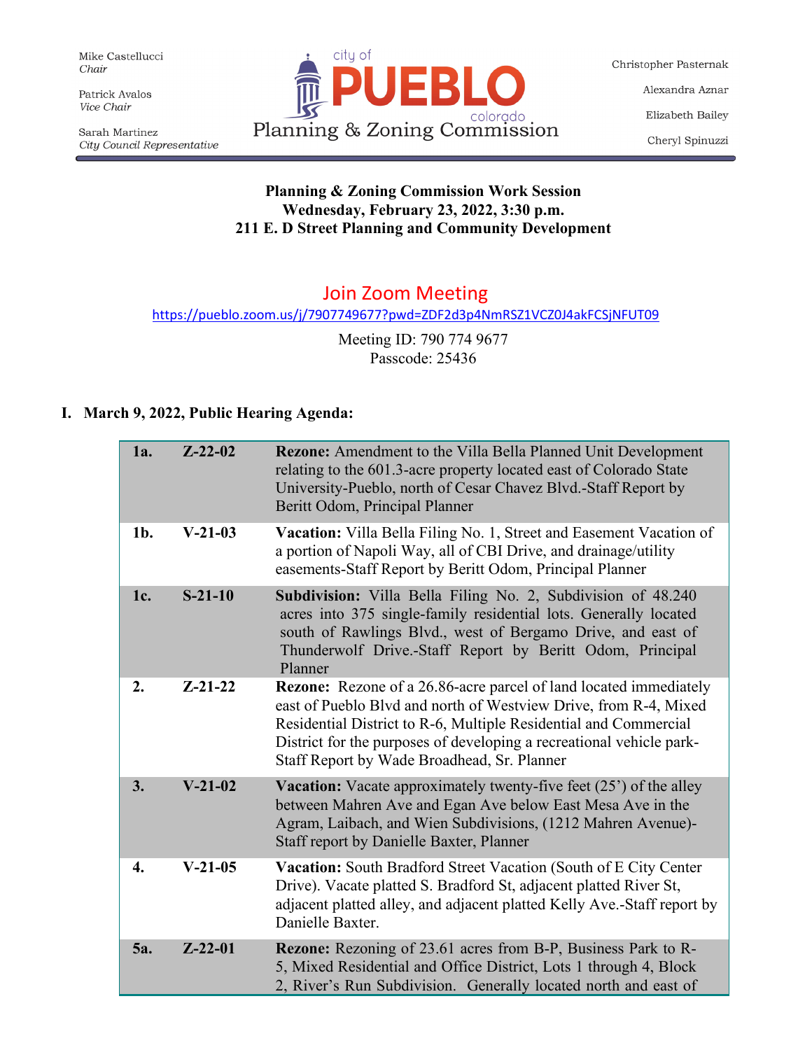Mike Castellucci
*Chair*

Patrick Avalos
*Vice Chair*

Sarah Martinez
*City Council Representative*

city of **PUEBLO** colorado
Planning & Zoning Commission

Christopher Pasternak

Alexandra Aznar

Elizabeth Bailey

Cheryl Spinuzzi

---

**Planning & Zoning Commission Work Session**
**Wednesday, February 23, 2022, 3:30 p.m.**
**211 E. D Street Planning and Community Development**

## Join Zoom Meeting

https://pueblo.zoom.us/j/7907749677?pwd=ZDF2d3p4NmRSZ1VCZ0J4akFCSjNFUT09

Meeting ID: 790 774 9677
Passcode: 25436

## I. March 9, 2022, Public Hearing Agenda:

| | | |
|---|---|---|
| **1a.** | **Z-22-02** | **Rezone:** Amendment to the Villa Bella Planned Unit Development relating to the 601.3-acre property located east of Colorado State University-Pueblo, north of Cesar Chavez Blvd.-Staff Report by Beritt Odom, Principal Planner |
| **1b.** | **V-21-03** | **Vacation:** Villa Bella Filing No. 1, Street and Easement Vacation of a portion of Napoli Way, all of CBI Drive, and drainage/utility easements-Staff Report by Beritt Odom, Principal Planner |
| **1c.** | **S-21-10** | **Subdivision:** Villa Bella Filing No. 2, Subdivision of 48.240 acres into 375 single-family residential lots. Generally located south of Rawlings Blvd., west of Bergamo Drive, and east of Thunderwolf Drive.-Staff Report by Beritt Odom, Principal Planner |
| **2.** | **Z-21-22** | **Rezone:** Rezone of a 26.86-acre parcel of land located immediately east of Pueblo Blvd and north of Westview Drive, from R-4, Mixed Residential District to R-6, Multiple Residential and Commercial District for the purposes of developing a recreational vehicle park-Staff Report by Wade Broadhead, Sr. Planner |
| **3.** | **V-21-02** | **Vacation:** Vacate approximately twenty-five feet (25') of the alley between Mahren Ave and Egan Ave below East Mesa Ave in the Agram, Laibach, and Wien Subdivisions, (1212 Mahren Avenue)-Staff report by Danielle Baxter, Planner |
| **4.** | **V-21-05** | **Vacation:** South Bradford Street Vacation (South of E City Center Drive). Vacate platted S. Bradford St, adjacent platted River St, adjacent platted alley, and adjacent platted Kelly Ave.-Staff report by Danielle Baxter. |
| **5a.** | **Z-22-01** | **Rezone:** Rezoning of 23.61 acres from B-P, Business Park to R-5, Mixed Residential and Office District, Lots 1 through 4, Block 2, River's Run Subdivision. Generally located north and east of |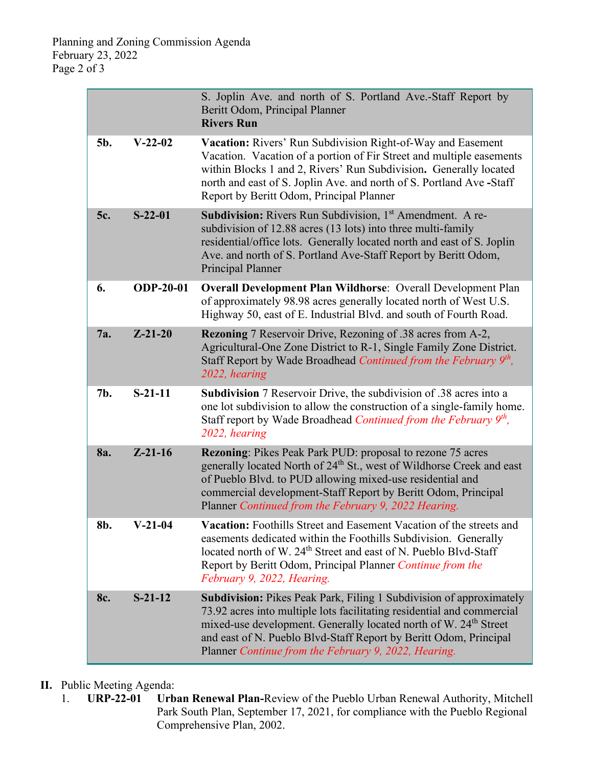| | | |
|---|---|---|
| | | S. Joplin Ave. and north of S. Portland Ave.-Staff Report by Beritt Odom, Principal Planner **Rivers Run** |
| **5b.** | **V-22-02** | **Vacation:** Rivers' Run Subdivision Right-of-Way and Easement Vacation. Vacation of a portion of Fir Street and multiple easements within Blocks 1 and 2, Rivers' Run Subdivision**.** Generally located north and east of S. Joplin Ave. and north of S. Portland Ave **-**Staff Report by Beritt Odom, Principal Planner |
| **5c.** | **S-22-01** | **Subdivision:** Rivers Run Subdivision, 1st Amendment. A re-subdivision of 12.88 acres (13 lots) into three multi-family residential/office lots. Generally located north and east of S. Joplin Ave. and north of S. Portland Ave-Staff Report by Beritt Odom, Principal Planner |
| **6.** | **ODP-20-01** | **Overall Development Plan Wildhorse**: Overall Development Plan of approximately 98.98 acres generally located north of West U.S. Highway 50, east of E. Industrial Blvd. and south of Fourth Road. |
| **7a.** | **Z-21-20** | **Rezoning** 7 Reservoir Drive, Rezoning of .38 acres from A-2, Agricultural-One Zone District to R-1, Single Family Zone District. Staff Report by Wade Broadhead *Continued from the February 9th, 2022, hearing* |
| **7b.** | **S-21-11** | **Subdivision** 7 Reservoir Drive, the subdivision of .38 acres into a one lot subdivision to allow the construction of a single-family home. Staff report by Wade Broadhead *Continued from the February 9th, 2022, hearing* |
| **8a.** | **Z-21-16** | **Rezoning**: Pikes Peak Park PUD: proposal to rezone 75 acres generally located North of 24th St., west of Wildhorse Creek and east of Pueblo Blvd. to PUD allowing mixed-use residential and commercial development-Staff Report by Beritt Odom, Principal Planner *Continued from the February 9, 2022 Hearing.* |
| **8b.** | **V-21-04** | **Vacation:** Foothills Street and Easement Vacation of the streets and easements dedicated within the Foothills Subdivision. Generally located north of W. 24th Street and east of N. Pueblo Blvd-Staff Report by Beritt Odom, Principal Planner *Continue from the February 9, 2022, Hearing.* |
| **8c.** | **S-21-12** | **Subdivision:** Pikes Peak Park, Filing 1 Subdivision of approximately 73.92 acres into multiple lots facilitating residential and commercial mixed-use development. Generally located north of W. 24th Street and east of N. Pueblo Blvd-Staff Report by Beritt Odom, Principal Planner *Continue from the February 9, 2022, Hearing.* |

**II.** Public Meeting Agenda:

1. **URP-22-01** **Urban Renewal Plan-**Review of the Pueblo Urban Renewal Authority, Mitchell Park South Plan, September 17, 2021, for compliance with the Pueblo Regional Comprehensive Plan, 2002.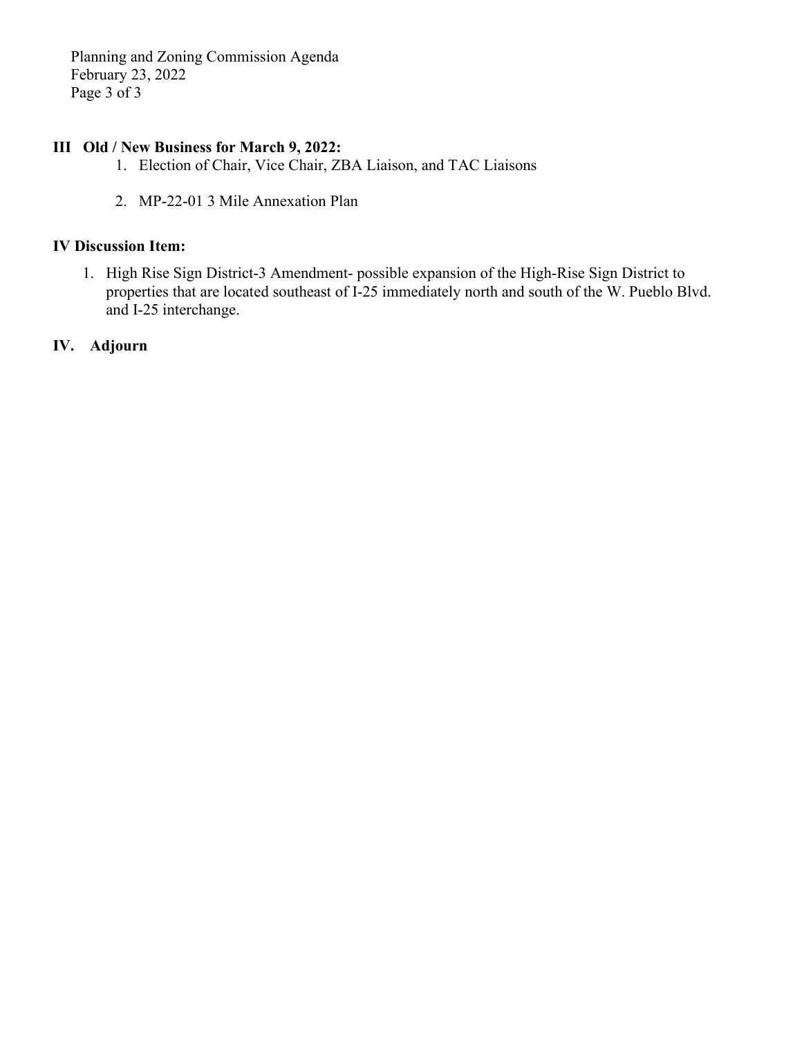## III Old / New Business for March 9, 2022:

1. Election of Chair, Vice Chair, ZBA Liaison, and TAC Liaisons

2. MP-22-01 3 Mile Annexation Plan

## IV Discussion Item:

1. High Rise Sign District-3 Amendment- possible expansion of the High-Rise Sign District to properties that are located southeast of I-25 immediately north and south of the W. Pueblo Blvd. and I-25 interchange.

## IV. Adjourn